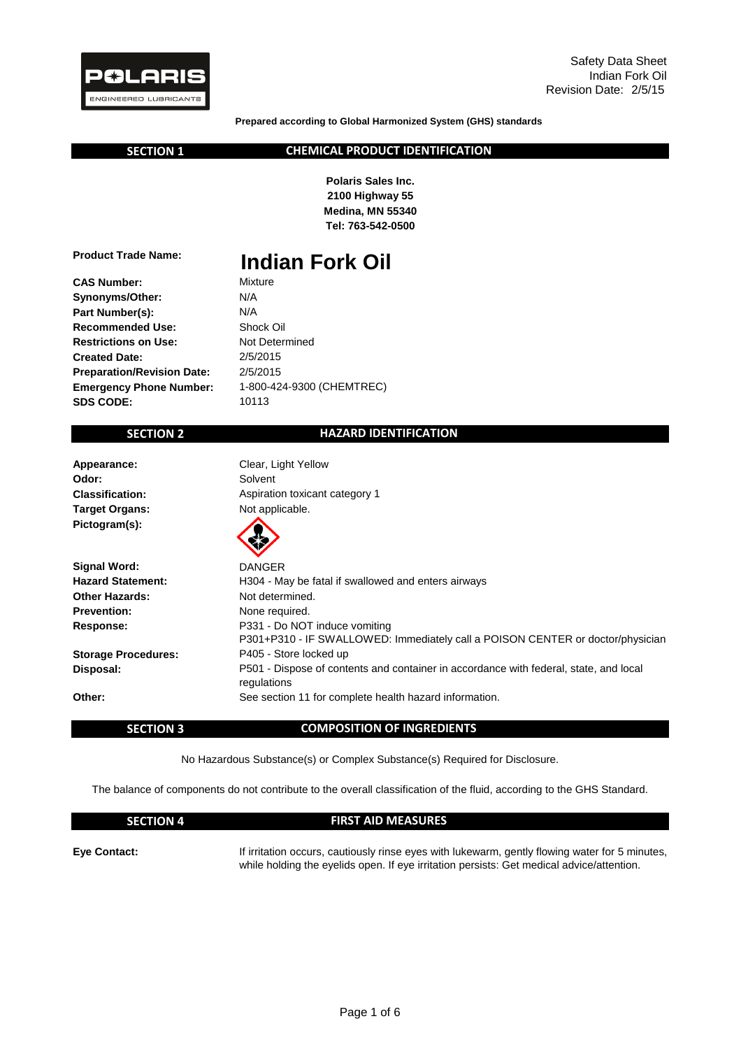Safety Data Sheet
Indian Fork Oil
Revision Date: 2/5/15

**Prepared according to Global Harmonized System (GHS) standards**

## SECTION 1 — CHEMICAL PRODUCT IDENTIFICATION

**Polaris Sales Inc.**
**2100 Highway 55**
**Medina, MN 55340**
**Tel: 763-542-0500**

**Product Trade Name:** **Indian Fork Oil**

| | |
|---|---|
| **CAS Number:** | Mixture |
| **Synonyms/Other:** | N/A |
| **Part Number(s):** | N/A |
| **Recommended Use:** | Shock Oil |
| **Restrictions on Use:** | Not Determined |
| **Created Date:** | 2/5/2015 |
| **Preparation/Revision Date:** | 2/5/2015 |
| **Emergency Phone Number:** | 1-800-424-9300 (CHEMTREC) |
| **SDS CODE:** | 10113 |

## SECTION 2 — HAZARD IDENTIFICATION

| | |
|---|---|
| **Appearance:** | Clear, Light Yellow |
| **Odor:** | Solvent |
| **Classification:** | Aspiration toxicant category 1 |
| **Target Organs:** | Not applicable. |
| **Pictogram(s):** | |
| **Signal Word:** | DANGER |
| **Hazard Statement:** | H304 - May be fatal if swallowed and enters airways |
| **Other Hazards:** | Not determined. |
| **Prevention:** | None required. |
| **Response:** | P331 - Do NOT induce vomiting<br>P301+P310 - IF SWALLOWED: Immediately call a POISON CENTER or doctor/physician |
| **Storage Procedures:** | P405 - Store locked up |
| **Disposal:** | P501 - Dispose of contents and container in accordance with federal, state, and local regulations |
| **Other:** | See section 11 for complete health hazard information. |

## SECTION 3 — COMPOSITION OF INGREDIENTS

No Hazardous Substance(s) or Complex Substance(s) Required for Disclosure.

The balance of components do not contribute to the overall classification of the fluid, according to the GHS Standard.

## SECTION 4 — FIRST AID MEASURES

**Eye Contact:** If irritation occurs, cautiously rinse eyes with lukewarm, gently flowing water for 5 minutes, while holding the eyelids open. If eye irritation persists: Get medical advice/attention.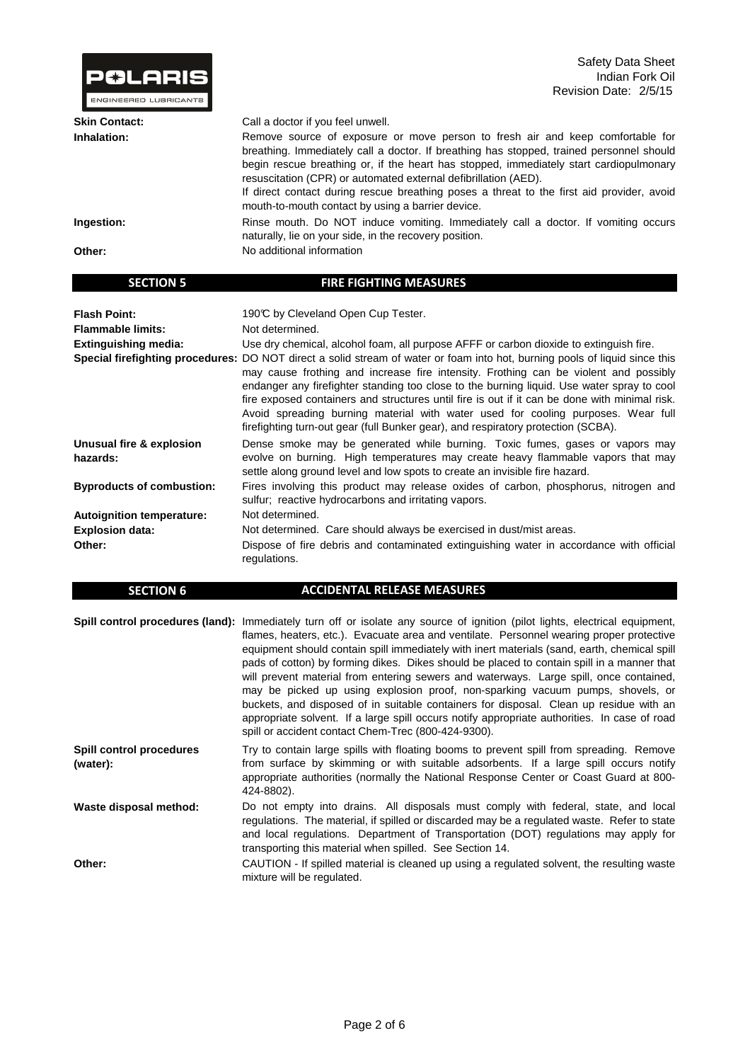**Skin Contact:** Call a doctor if you feel unwell.

**Inhalation:** Remove source of exposure or move person to fresh air and keep comfortable for breathing. Immediately call a doctor. If breathing has stopped, trained personnel should begin rescue breathing or, if the heart has stopped, immediately start cardiopulmonary resuscitation (CPR) or automated external defibrillation (AED).
If direct contact during rescue breathing poses a threat to the first aid provider, avoid mouth-to-mouth contact by using a barrier device.

**Ingestion:** Rinse mouth. Do NOT induce vomiting. Immediately call a doctor. If vomiting occurs naturally, lie on your side, in the recovery position.

**Other:** No additional information

## SECTION 5 FIRE FIGHTING MEASURES

**Flash Point:** 190°C by Cleveland Open Cup Tester.

**Flammable limits:** Not determined.

**Extinguishing media:** Use dry chemical, alcohol foam, all purpose AFFF or carbon dioxide to extinguish fire.

**Special firefighting procedures:** DO NOT direct a solid stream of water or foam into hot, burning pools of liquid since this may cause frothing and increase fire intensity. Frothing can be violent and possibly endanger any firefighter standing too close to the burning liquid. Use water spray to cool fire exposed containers and structures until fire is out if it can be done with minimal risk. Avoid spreading burning material with water used for cooling purposes. Wear full firefighting turn-out gear (full Bunker gear), and respiratory protection (SCBA).

**Unusual fire & explosion hazards:** Dense smoke may be generated while burning. Toxic fumes, gases or vapors may evolve on burning. High temperatures may create heavy flammable vapors that may settle along ground level and low spots to create an invisible fire hazard.

**Byproducts of combustion:** Fires involving this product may release oxides of carbon, phosphorus, nitrogen and sulfur; reactive hydrocarbons and irritating vapors.

**Autoignition temperature:** Not determined.

**Explosion data:** Not determined. Care should always be exercised in dust/mist areas.

**Other:** Dispose of fire debris and contaminated extinguishing water in accordance with official regulations.

## SECTION 6 ACCIDENTAL RELEASE MEASURES

**Spill control procedures (land):** Immediately turn off or isolate any source of ignition (pilot lights, electrical equipment, flames, heaters, etc.). Evacuate area and ventilate. Personnel wearing proper protective equipment should contain spill immediately with inert materials (sand, earth, chemical spill pads of cotton) by forming dikes. Dikes should be placed to contain spill in a manner that will prevent material from entering sewers and waterways. Large spill, once contained, may be picked up using explosion proof, non-sparking vacuum pumps, shovels, or buckets, and disposed of in suitable containers for disposal. Clean up residue with an appropriate solvent. If a large spill occurs notify appropriate authorities. In case of road spill or accident contact Chem-Trec (800-424-9300).

**Spill control procedures (water):** Try to contain large spills with floating booms to prevent spill from spreading. Remove from surface by skimming or with suitable adsorbents. If a large spill occurs notify appropriate authorities (normally the National Response Center or Coast Guard at 800-424-8802).

**Waste disposal method:** Do not empty into drains. All disposals must comply with federal, state, and local regulations. The material, if spilled or discarded may be a regulated waste. Refer to state and local regulations. Department of Transportation (DOT) regulations may apply for transporting this material when spilled. See Section 14.

**Other:** CAUTION - If spilled material is cleaned up using a regulated solvent, the resulting waste mixture will be regulated.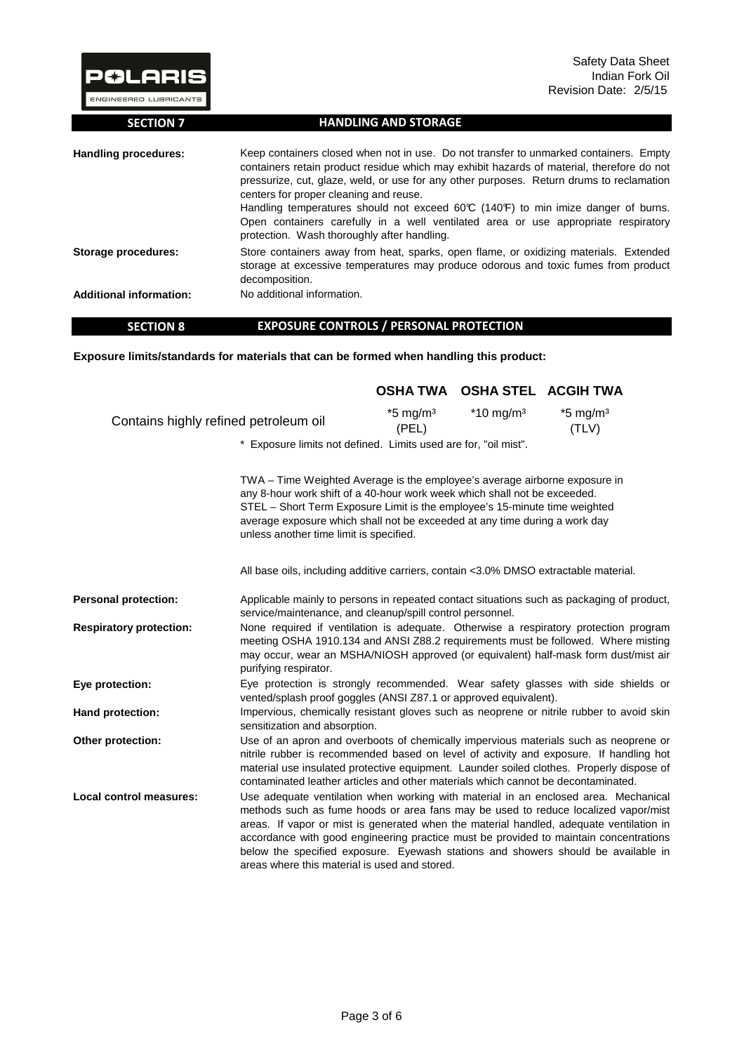## SECTION 7 HANDLING AND STORAGE

**Handling procedures:** Keep containers closed when not in use. Do not transfer to unmarked containers. Empty containers retain product residue which may exhibit hazards of material, therefore do not pressurize, cut, glaze, weld, or use for any other purposes. Return drums to reclamation centers for proper cleaning and reuse.
Handling temperatures should not exceed 60℃ (140℉) to min imize danger of burns. Open containers carefully in a well ventilated area or use appropriate respiratory protection. Wash thoroughly after handling.

**Storage procedures:** Store containers away from heat, sparks, open flame, or oxidizing materials. Extended storage at excessive temperatures may produce odorous and toxic fumes from product decomposition.

**Additional information:** No additional information.

## SECTION 8 EXPOSURE CONTROLS / PERSONAL PROTECTION

**Exposure limits/standards for materials that can be formed when handling this product:**

| | OSHA TWA | OSHA STEL | ACGIH TWA |
|---|---|---|---|
| Contains highly refined petroleum oil | *5 mg/m³ (PEL) | *10 mg/m³ | *5 mg/m³ (TLV) |

\* Exposure limits not defined. Limits used are for, "oil mist".

TWA – Time Weighted Average is the employee's average airborne exposure in any 8-hour work shift of a 40-hour work week which shall not be exceeded.
STEL – Short Term Exposure Limit is the employee's 15-minute time weighted average exposure which shall not be exceeded at any time during a work day unless another time limit is specified.

All base oils, including additive carriers, contain <3.0% DMSO extractable material.

**Personal protection:** Applicable mainly to persons in repeated contact situations such as packaging of product, service/maintenance, and cleanup/spill control personnel.

**Respiratory protection:** None required if ventilation is adequate. Otherwise a respiratory protection program meeting OSHA 1910.134 and ANSI Z88.2 requirements must be followed. Where misting may occur, wear an MSHA/NIOSH approved (or equivalent) half-mask form dust/mist air purifying respirator.

**Eye protection:** Eye protection is strongly recommended. Wear safety glasses with side shields or vented/splash proof goggles (ANSI Z87.1 or approved equivalent).

**Hand protection:** Impervious, chemically resistant gloves such as neoprene or nitrile rubber to avoid skin sensitization and absorption.

**Other protection:** Use of an apron and overboots of chemically impervious materials such as neoprene or nitrile rubber is recommended based on level of activity and exposure. If handling hot material use insulated protective equipment. Launder soiled clothes. Properly dispose of contaminated leather articles and other materials which cannot be decontaminated.

**Local control measures:** Use adequate ventilation when working with material in an enclosed area. Mechanical methods such as fume hoods or area fans may be used to reduce localized vapor/mist areas. If vapor or mist is generated when the material handled, adequate ventilation in accordance with good engineering practice must be provided to maintain concentrations below the specified exposure. Eyewash stations and showers should be available in areas where this material is used and stored.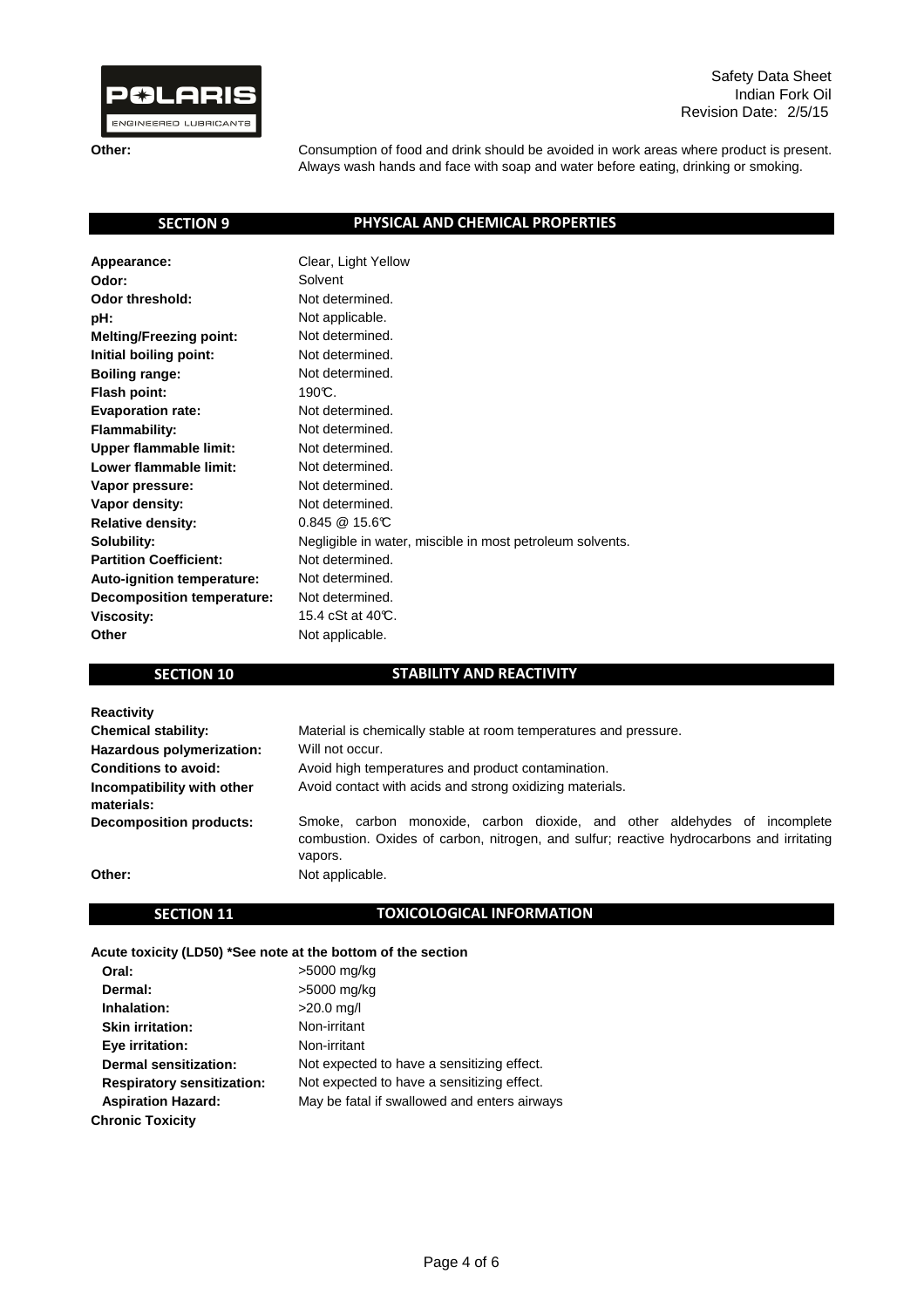**Other:** Consumption of food and drink should be avoided in work areas where product is present. Always wash hands and face with soap and water before eating, drinking or smoking.

## SECTION 9 PHYSICAL AND CHEMICAL PROPERTIES

| | |
|---|---|
| **Appearance:** | Clear, Light Yellow |
| **Odor:** | Solvent |
| **Odor threshold:** | Not determined. |
| **pH:** | Not applicable. |
| **Melting/Freezing point:** | Not determined. |
| **Initial boiling point:** | Not determined. |
| **Boiling range:** | Not determined. |
| **Flash point:** | 190℃. |
| **Evaporation rate:** | Not determined. |
| **Flammability:** | Not determined. |
| **Upper flammable limit:** | Not determined. |
| **Lower flammable limit:** | Not determined. |
| **Vapor pressure:** | Not determined. |
| **Vapor density:** | Not determined. |
| **Relative density:** | 0.845 @ 15.6℃ |
| **Solubility:** | Negligible in water, miscible in most petroleum solvents. |
| **Partition Coefficient:** | Not determined. |
| **Auto-ignition temperature:** | Not determined. |
| **Decomposition temperature:** | Not determined. |
| **Viscosity:** | 15.4 cSt at 40℃. |
| **Other** | Not applicable. |

## SECTION 10 STABILITY AND REACTIVITY

| | |
|---|---|
| **Reactivity** | |
| **Chemical stability:** | Material is chemically stable at room temperatures and pressure. |
| **Hazardous polymerization:** | Will not occur. |
| **Conditions to avoid:** | Avoid high temperatures and product contamination. |
| **Incompatibility with other materials:** | Avoid contact with acids and strong oxidizing materials. |
| **Decomposition products:** | Smoke, carbon monoxide, carbon dioxide, and other aldehydes of incomplete combustion. Oxides of carbon, nitrogen, and sulfur; reactive hydrocarbons and irritating vapors. |
| **Other:** | Not applicable. |

## SECTION 11 TOXICOLOGICAL INFORMATION

**Acute toxicity (LD50) *See note at the bottom of the section**

| | |
|---|---|
| **Oral:** | >5000 mg/kg |
| **Dermal:** | >5000 mg/kg |
| **Inhalation:** | >20.0 mg/l |
| **Skin irritation:** | Non-irritant |
| **Eye irritation:** | Non-irritant |
| **Dermal sensitization:** | Not expected to have a sensitizing effect. |
| **Respiratory sensitization:** | Not expected to have a sensitizing effect. |
| **Aspiration Hazard:** | May be fatal if swallowed and enters airways |

**Chronic Toxicity**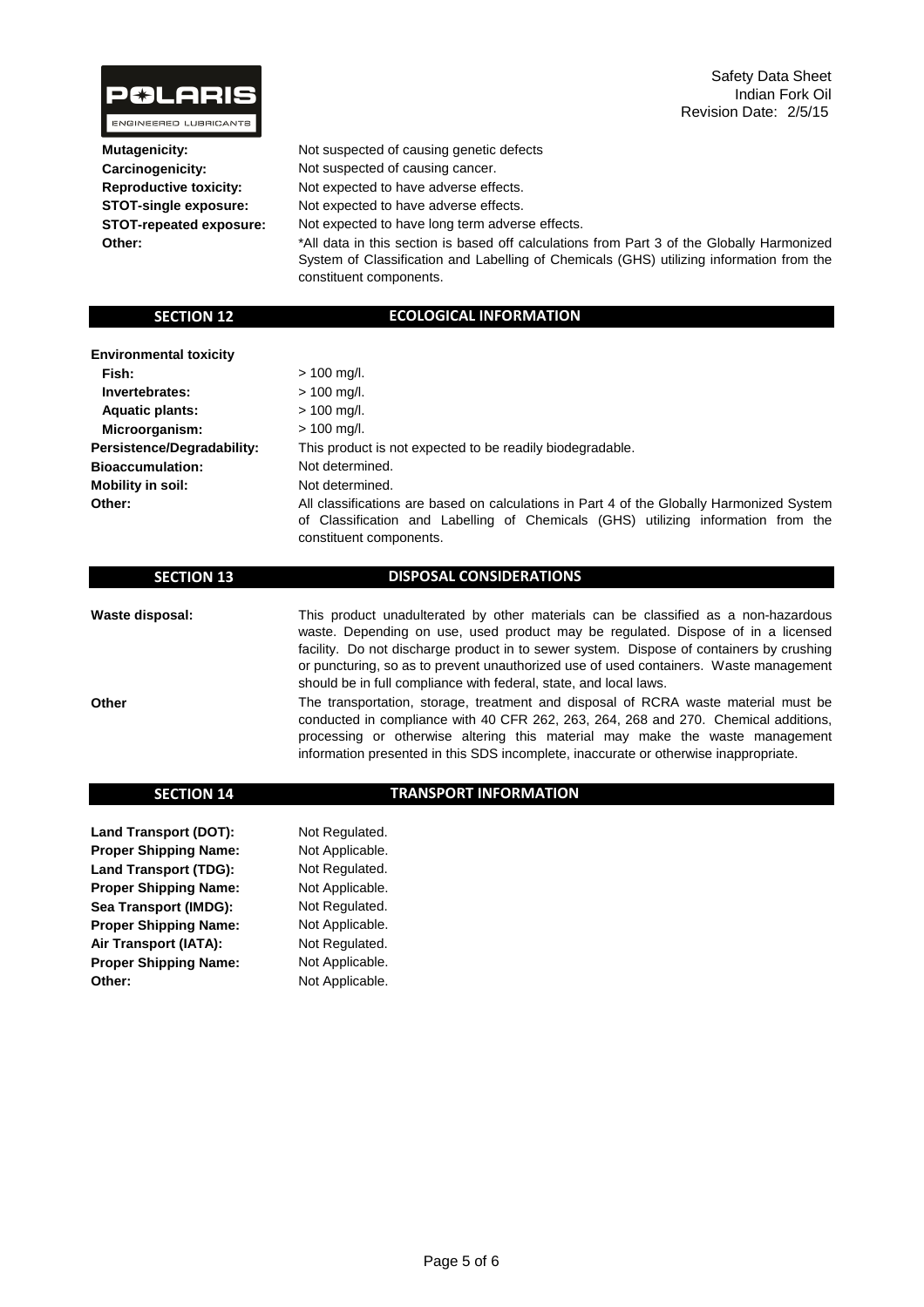| | |
|---|---|
| **Mutagenicity:** | Not suspected of causing genetic defects |
| **Carcinogenicity:** | Not suspected of causing cancer. |
| **Reproductive toxicity:** | Not expected to have adverse effects. |
| **STOT-single exposure:** | Not expected to have adverse effects. |
| **STOT-repeated exposure:** | Not expected to have long term adverse effects. |
| **Other:** | *All data in this section is based off calculations from Part 3 of the Globally Harmonized System of Classification and Labelling of Chemicals (GHS) utilizing information from the constituent components. |

## SECTION 12 ECOLOGICAL INFORMATION

| | |
|---|---|
| **Environmental toxicity** | |
| **Fish:** | > 100 mg/l. |
| **Invertebrates:** | > 100 mg/l. |
| **Aquatic plants:** | > 100 mg/l. |
| **Microorganism:** | > 100 mg/l. |
| **Persistence/Degradability:** | This product is not expected to be readily biodegradable. |
| **Bioaccumulation:** | Not determined. |
| **Mobility in soil:** | Not determined. |
| **Other:** | All classifications are based on calculations in Part 4 of the Globally Harmonized System of Classification and Labelling of Chemicals (GHS) utilizing information from the constituent components. |

## SECTION 13 DISPOSAL CONSIDERATIONS

| | |
|---|---|
| **Waste disposal:** | This product unadulterated by other materials can be classified as a non-hazardous waste. Depending on use, used product may be regulated. Dispose of in a licensed facility. Do not discharge product in to sewer system. Dispose of containers by crushing or puncturing, so as to prevent unauthorized use of used containers. Waste management should be in full compliance with federal, state, and local laws. |
| **Other** | The transportation, storage, treatment and disposal of RCRA waste material must be conducted in compliance with 40 CFR 262, 263, 264, 268 and 270. Chemical additions, processing or otherwise altering this material may make the waste management information presented in this SDS incomplete, inaccurate or otherwise inappropriate. |

## SECTION 14 TRANSPORT INFORMATION

| | |
|---|---|
| **Land Transport (DOT):** | Not Regulated. |
| **Proper Shipping Name:** | Not Applicable. |
| **Land Transport (TDG):** | Not Regulated. |
| **Proper Shipping Name:** | Not Applicable. |
| **Sea Transport (IMDG):** | Not Regulated. |
| **Proper Shipping Name:** | Not Applicable. |
| **Air Transport (IATA):** | Not Regulated. |
| **Proper Shipping Name:** | Not Applicable. |
| **Other:** | Not Applicable. |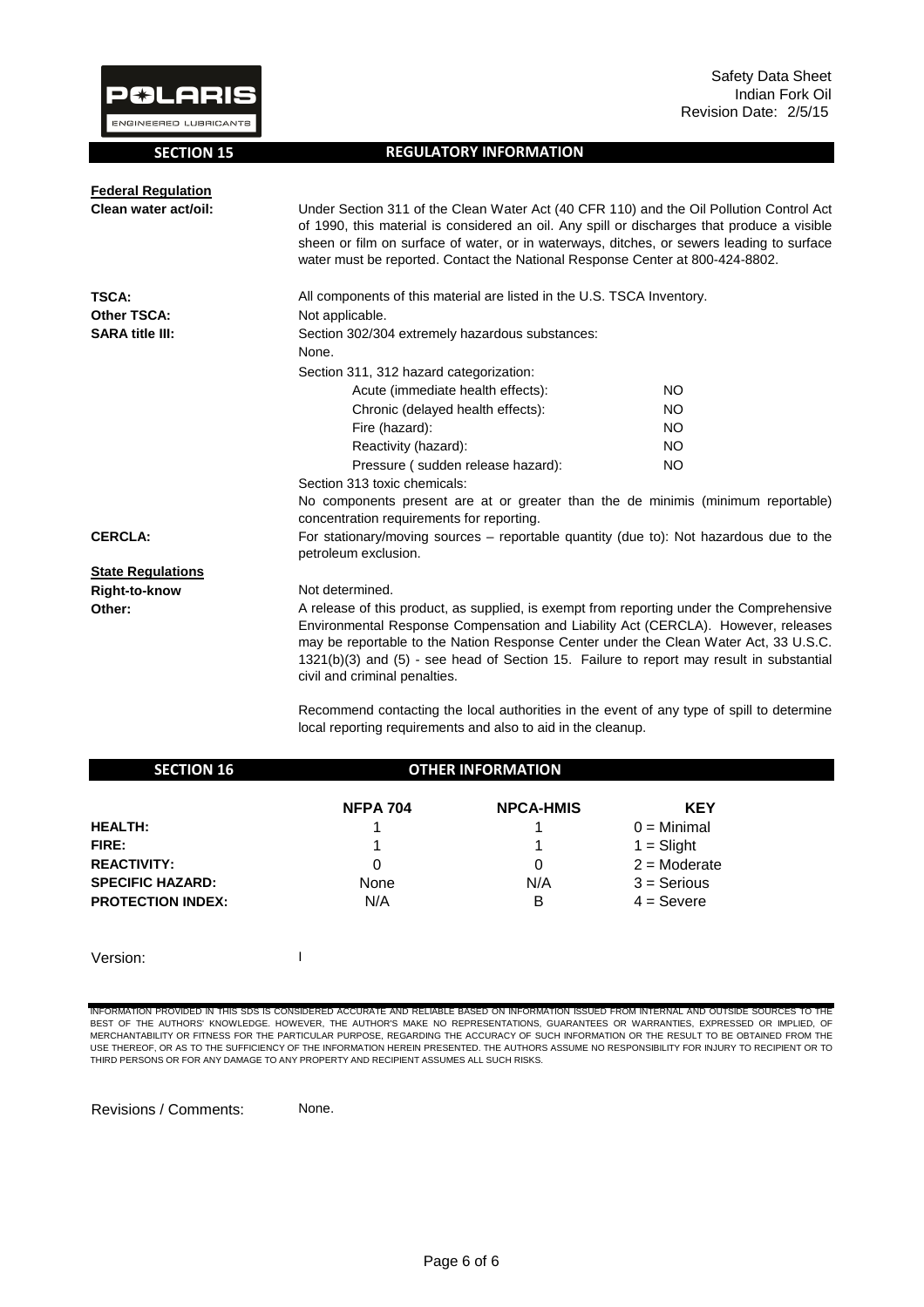## SECTION 15 REGULATORY INFORMATION

**Federal Regulation**

**Clean water act/oil:** Under Section 311 of the Clean Water Act (40 CFR 110) and the Oil Pollution Control Act of 1990, this material is considered an oil. Any spill or discharges that produce a visible sheen or film on surface of water, or in waterways, ditches, or sewers leading to surface water must be reported. Contact the National Response Center at 800-424-8802.

**TSCA:** All components of this material are listed in the U.S. TSCA Inventory.

**Other TSCA:** Not applicable.

**SARA title III:** Section 302/304 extremely hazardous substances:
None.

Section 311, 312 hazard categorization:

| | |
|---|---|
| Acute (immediate health effects): | NO |
| Chronic (delayed health effects): | NO |
| Fire (hazard): | NO |
| Reactivity (hazard): | NO |
| Pressure ( sudden release hazard): | NO |

Section 313 toxic chemicals:
No components present are at or greater than the de minimis (minimum reportable) concentration requirements for reporting.

**CERCLA:** For stationary/moving sources – reportable quantity (due to): Not hazardous due to the petroleum exclusion.

**State Regulations**

**Right-to-know** Not determined.

**Other:** A release of this product, as supplied, is exempt from reporting under the Comprehensive Environmental Response Compensation and Liability Act (CERCLA). However, releases may be reportable to the Nation Response Center under the Clean Water Act, 33 U.S.C. 1321(b)(3) and (5) - see head of Section 15. Failure to report may result in substantial civil and criminal penalties.

Recommend contacting the local authorities in the event of any type of spill to determine local reporting requirements and also to aid in the cleanup.

## SECTION 16 OTHER INFORMATION

| | NFPA 704 | NPCA-HMIS | KEY |
|---|---|---|---|
| **HEALTH:** | 1 | 1 | 0 = Minimal |
| **FIRE:** | 1 | 1 | 1 = Slight |
| **REACTIVITY:** | 0 | 0 | 2 = Moderate |
| **SPECIFIC HAZARD:** | None | N/A | 3 = Serious |
| **PROTECTION INDEX:** | N/A | B | 4 = Severe |

Version: I

INFORMATION PROVIDED IN THIS SDS IS CONSIDERED ACCURATE AND RELIABLE BASED ON INFORMATION ISSUED FROM INTERNAL AND OUTSIDE SOURCES TO THE BEST OF THE AUTHORS' KNOWLEDGE. HOWEVER, THE AUTHOR'S MAKE NO REPRESENTATIONS, GUARANTEES OR WARRANTIES, EXPRESSED OR IMPLIED, OF MERCHANTABILITY OR FITNESS FOR THE PARTICULAR PURPOSE, REGARDING THE ACCURACY OF SUCH INFORMATION OR THE RESULT TO BE OBTAINED FROM THE USE THEREOF, OR AS TO THE SUFFICIENCY OF THE INFORMATION HEREIN PRESENTED. THE AUTHORS ASSUME NO RESPONSIBILITY FOR INJURY TO RECIPIENT OR TO THIRD PERSONS OR FOR ANY DAMAGE TO ANY PROPERTY AND RECIPIENT ASSUMES ALL SUCH RISKS.

Revisions / Comments: None.